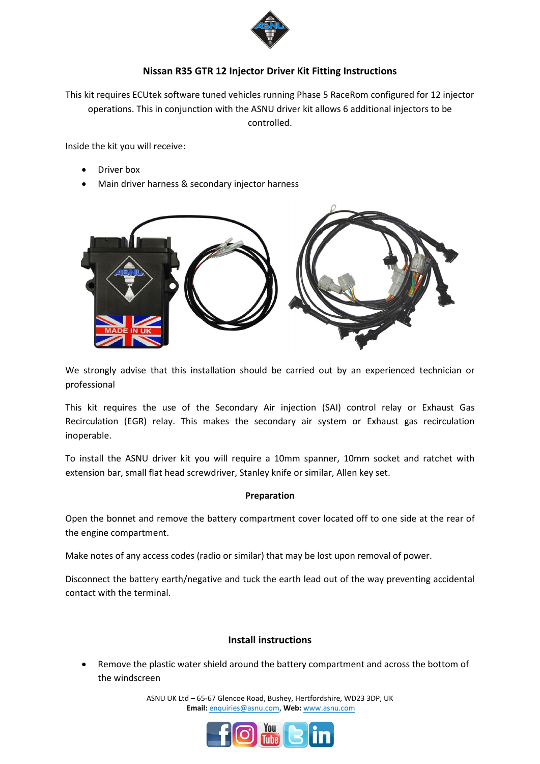# Nissan R35 GTR 12 Injector Driver Kit Fitting Instructions

This kit requires ECUtek software tuned vehicles running Phase 5 RaceRom configured for 12 injector operations. This in conjunction with the ASNU driver kit allows 6 additional injectors to be controlled.

Inside the kit you will receive:

- Driver box
- Main driver harness & secondary injector harness

We strongly advise that this installation should be carried out by an experienced technician or professional

This kit requires the use of the Secondary Air injection (SAI) control relay or Exhaust Gas Recirculation (EGR) relay. This makes the secondary air system or Exhaust gas recirculation inoperable.

To install the ASNU driver kit you will require a 10mm spanner, 10mm socket and ratchet with extension bar, small flat head screwdriver, Stanley knife or similar, Allen key set.

## Preparation

Open the bonnet and remove the battery compartment cover located off to one side at the rear of the engine compartment.

Make notes of any access codes (radio or similar) that may be lost upon removal of power.

Disconnect the battery earth/negative and tuck the earth lead out of the way preventing accidental contact with the terminal.

## Install instructions

- Remove the plastic water shield around the battery compartment and across the bottom of the windscreen

ASNU UK Ltd – 65-67 Glencoe Road, Bushey, Hertfordshire, WD23 3DP, UK
**Email:** enquiries@asnu.com, **Web:** www.asnu.com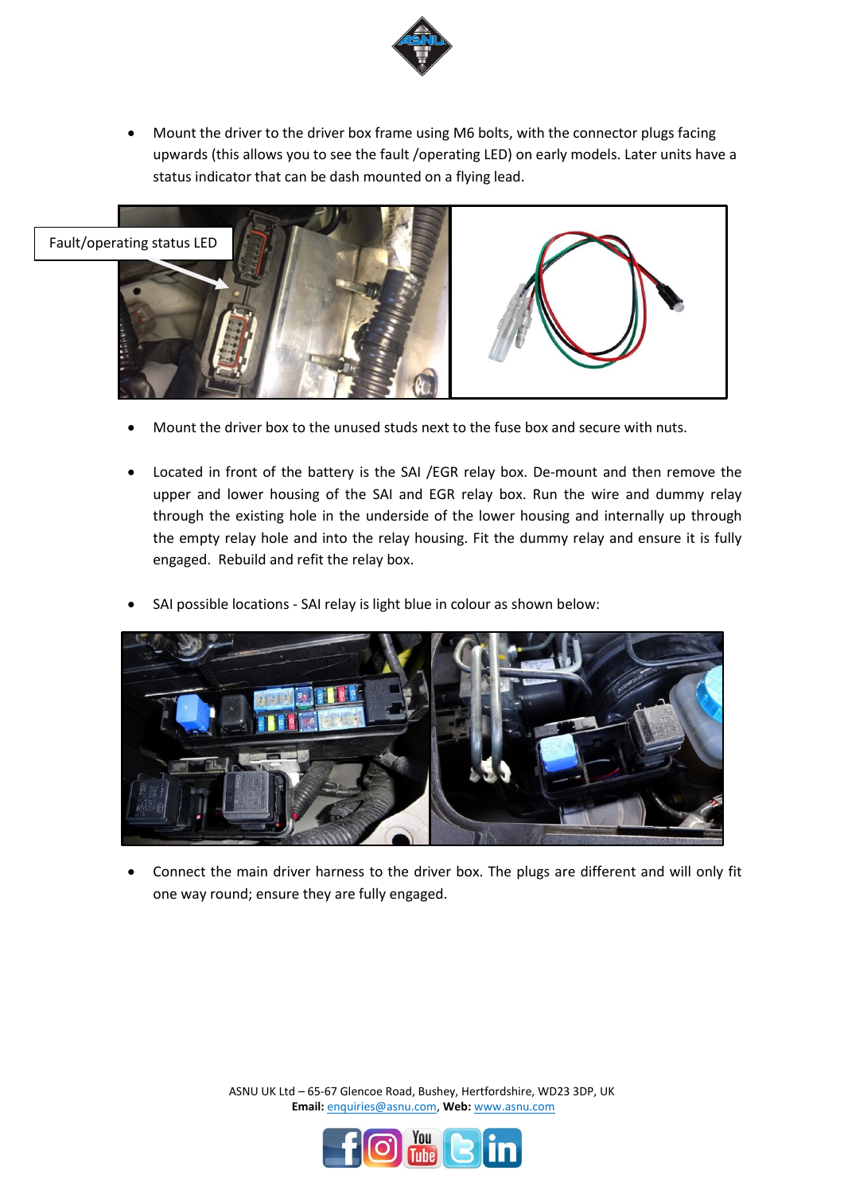- Mount the driver to the driver box frame using M6 bolts, with the connector plugs facing upwards (this allows you to see the fault /operating LED) on early models. Later units have a status indicator that can be dash mounted on a flying lead.

Fault/operating status LED

- Mount the driver box to the unused studs next to the fuse box and secure with nuts.

- Located in front of the battery is the SAI /EGR relay box. De-mount and then remove the upper and lower housing of the SAI and EGR relay box. Run the wire and dummy relay through the existing hole in the underside of the lower housing and internally up through the empty relay hole and into the relay housing. Fit the dummy relay and ensure it is fully engaged. Rebuild and refit the relay box.

- SAI possible locations - SAI relay is light blue in colour as shown below:

- Connect the main driver harness to the driver box. The plugs are different and will only fit one way round; ensure they are fully engaged.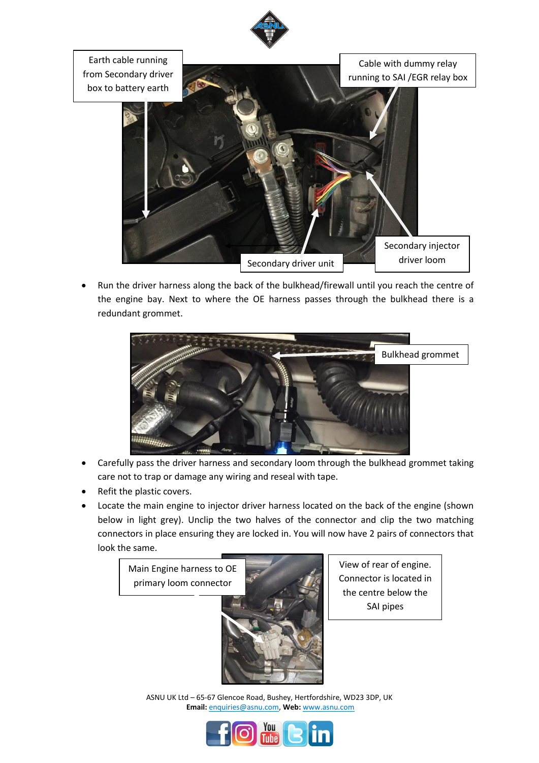Earth cable running from Secondary driver box to battery earth

Cable with dummy relay running to SAI /EGR relay box

Secondary driver unit

Secondary injector driver loom

- Run the driver harness along the back of the bulkhead/firewall until you reach the centre of the engine bay. Next to where the OE harness passes through the bulkhead there is a redundant grommet.

Bulkhead grommet

- Carefully pass the driver harness and secondary loom through the bulkhead grommet taking care not to trap or damage any wiring and reseal with tape.
- Refit the plastic covers.
- Locate the main engine to injector driver harness located on the back of the engine (shown below in light grey). Unclip the two halves of the connector and clip the two matching connectors in place ensuring they are locked in. You will now have 2 pairs of connectors that look the same.

Main Engine harness to OE primary loom connector

View of rear of engine. Connector is located in the centre below the SAI pipes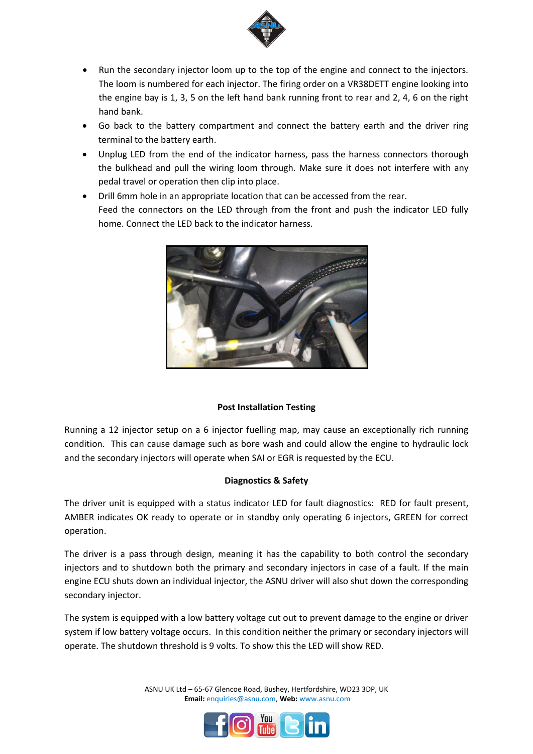- Run the secondary injector loom up to the top of the engine and connect to the injectors. The loom is numbered for each injector. The firing order on a VR38DETT engine looking into the engine bay is 1, 3, 5 on the left hand bank running front to rear and 2, 4, 6 on the right hand bank.
- Go back to the battery compartment and connect the battery earth and the driver ring terminal to the battery earth.
- Unplug LED from the end of the indicator harness, pass the harness connectors thorough the bulkhead and pull the wiring loom through. Make sure it does not interfere with any pedal travel or operation then clip into place.
- Drill 6mm hole in an appropriate location that can be accessed from the rear. Feed the connectors on the LED through from the front and push the indicator LED fully home. Connect the LED back to the indicator harness.

### Post Installation Testing

Running a 12 injector setup on a 6 injector fuelling map, may cause an exceptionally rich running condition. This can cause damage such as bore wash and could allow the engine to hydraulic lock and the secondary injectors will operate when SAI or EGR is requested by the ECU.

### Diagnostics & Safety

The driver unit is equipped with a status indicator LED for fault diagnostics: RED for fault present, AMBER indicates OK ready to operate or in standby only operating 6 injectors, GREEN for correct operation.

The driver is a pass through design, meaning it has the capability to both control the secondary injectors and to shutdown both the primary and secondary injectors in case of a fault. If the main engine ECU shuts down an individual injector, the ASNU driver will also shut down the corresponding secondary injector.

The system is equipped with a low battery voltage cut out to prevent damage to the engine or driver system if low battery voltage occurs. In this condition neither the primary or secondary injectors will operate. The shutdown threshold is 9 volts. To show this the LED will show RED.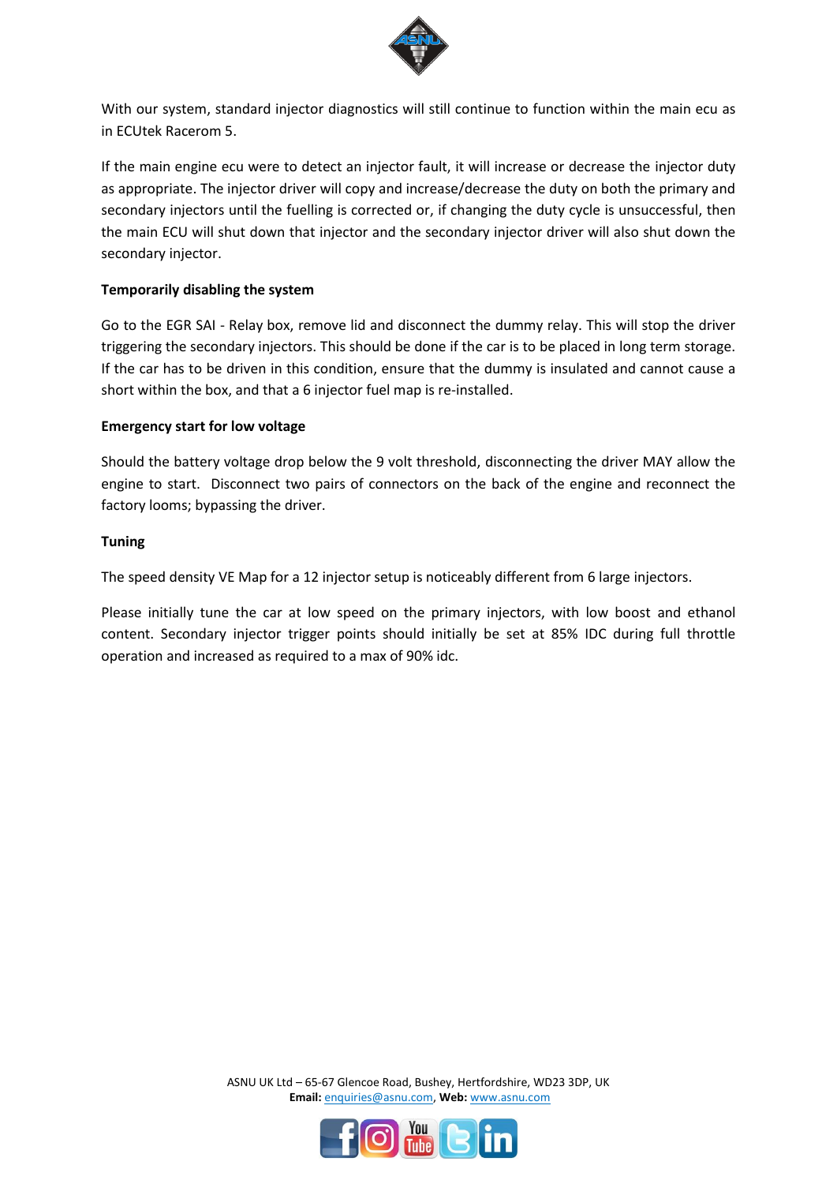With our system, standard injector diagnostics will still continue to function within the main ecu as in ECUtek Racerom 5.

If the main engine ecu were to detect an injector fault, it will increase or decrease the injector duty as appropriate. The injector driver will copy and increase/decrease the duty on both the primary and secondary injectors until the fuelling is corrected or, if changing the duty cycle is unsuccessful, then the main ECU will shut down that injector and the secondary injector driver will also shut down the secondary injector.

**Temporarily disabling the system**

Go to the EGR SAI - Relay box, remove lid and disconnect the dummy relay. This will stop the driver triggering the secondary injectors. This should be done if the car is to be placed in long term storage. If the car has to be driven in this condition, ensure that the dummy is insulated and cannot cause a short within the box, and that a 6 injector fuel map is re-installed.

**Emergency start for low voltage**

Should the battery voltage drop below the 9 volt threshold, disconnecting the driver MAY allow the engine to start. Disconnect two pairs of connectors on the back of the engine and reconnect the factory looms; bypassing the driver.

**Tuning**

The speed density VE Map for a 12 injector setup is noticeably different from 6 large injectors.

Please initially tune the car at low speed on the primary injectors, with low boost and ethanol content. Secondary injector trigger points should initially be set at 85% IDC during full throttle operation and increased as required to a max of 90% idc.

ASNU UK Ltd – 65-67 Glencoe Road, Bushey, Hertfordshire, WD23 3DP, UK
**Email:** enquiries@asnu.com, **Web:** www.asnu.com